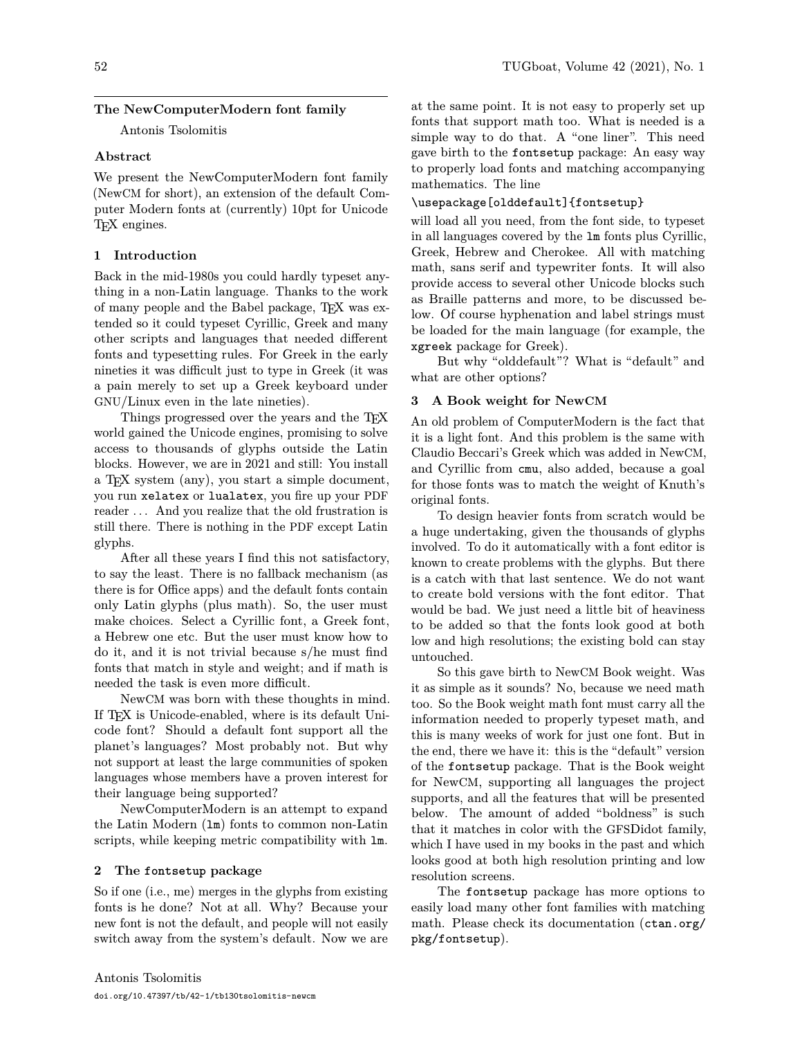## The NewComputerModern font family

Antonis Tsolomitis

### Abstract

We present the NewComputerModern font family (NewCM for short), an extension of the default Computer Modern fonts at (currently) 10pt for Unicode TeX engines.

### 1 Introduction

Back in the mid-1980s you could hardly typeset anything in a non-Latin language. Thanks to the work of many people and the Babel package, TeX was extended so it could typeset Cyrillic, Greek and many other scripts and languages that needed different fonts and typesetting rules. For Greek in the early nineties it was difficult just to type in Greek (it was a pain merely to set up a Greek keyboard under GNU/Linux even in the late nineties).

Things progressed over the years and the TeX world gained the Unicode engines, promising to solve access to thousands of glyphs outside the Latin blocks. However, we are in 2021 and still: You install a TeX system (any), you start a simple document, you run `xelatex` or `lualatex`, you fire up your PDF reader ... And you realize that the old frustration is still there. There is nothing in the PDF except Latin glyphs.

After all these years I find this not satisfactory, to say the least. There is no fallback mechanism (as there is for Office apps) and the default fonts contain only Latin glyphs (plus math). So, the user must make choices. Select a Cyrillic font, a Greek font, a Hebrew one etc. But the user must know how to do it, and it is not trivial because s/he must find fonts that match in style and weight; and if math is needed the task is even more difficult.

NewCM was born with these thoughts in mind. If TeX is Unicode-enabled, where is its default Unicode font? Should a default font support all the planet's languages? Most probably not. But why not support at least the large communities of spoken languages whose members have a proven interest for their language being supported?

NewComputerModern is an attempt to expand the Latin Modern (`lm`) fonts to common non-Latin scripts, while keeping metric compatibility with `lm`.

### 2 The `fontsetup` package

So if one (i.e., me) merges in the glyphs from existing fonts is he done? Not at all. Why? Because your new font is not the default, and people will not easily switch away from the system's default. Now we are at the same point. It is not easy to properly set up fonts that support math too. What is needed is a simple way to do that. A "one liner". This need gave birth to the `fontsetup` package: An easy way to properly load fonts and matching accompanying mathematics. The line

```
\usepackage[olddefault]{fontsetup}
```

will load all you need, from the font side, to typeset in all languages covered by the `lm` fonts plus Cyrillic, Greek, Hebrew and Cherokee. All with matching math, sans serif and typewriter fonts. It will also provide access to several other Unicode blocks such as Braille patterns and more, to be discussed below. Of course hyphenation and label strings must be loaded for the main language (for example, the `xgreek` package for Greek).

But why "olddefault"? What is "default" and what are other options?

### 3 A Book weight for NewCM

An old problem of ComputerModern is the fact that it is a light font. And this problem is the same with Claudio Beccari's Greek which was added in NewCM, and Cyrillic from `cmu`, also added, because a goal for those fonts was to match the weight of Knuth's original fonts.

To design heavier fonts from scratch would be a huge undertaking, given the thousands of glyphs involved. To do it automatically with a font editor is known to create problems with the glyphs. But there is a catch with that last sentence. We do not want to create bold versions with the font editor. That would be bad. We just need a little bit of heaviness to be added so that the fonts look good at both low and high resolutions; the existing bold can stay untouched.

So this gave birth to NewCM Book weight. Was it as simple as it sounds? No, because we need math too. So the Book weight math font must carry all the information needed to properly typeset math, and this is many weeks of work for just one font. But in the end, there we have it: this is the "default" version of the `fontsetup` package. That is the Book weight for NewCM, supporting all languages the project supports, and all the features that will be presented below. The amount of added "boldness" is such that it matches in color with the GFSDidot family, which I have used in my books in the past and which looks good at both high resolution printing and low resolution screens.

The `fontsetup` package has more options to easily load many other font families with matching math. Please check its documentation (`ctan.org/pkg/fontsetup`).

Antonis Tsolomitis
doi.org/10.47397/tb/42-1/tb130tsolomitis-newcm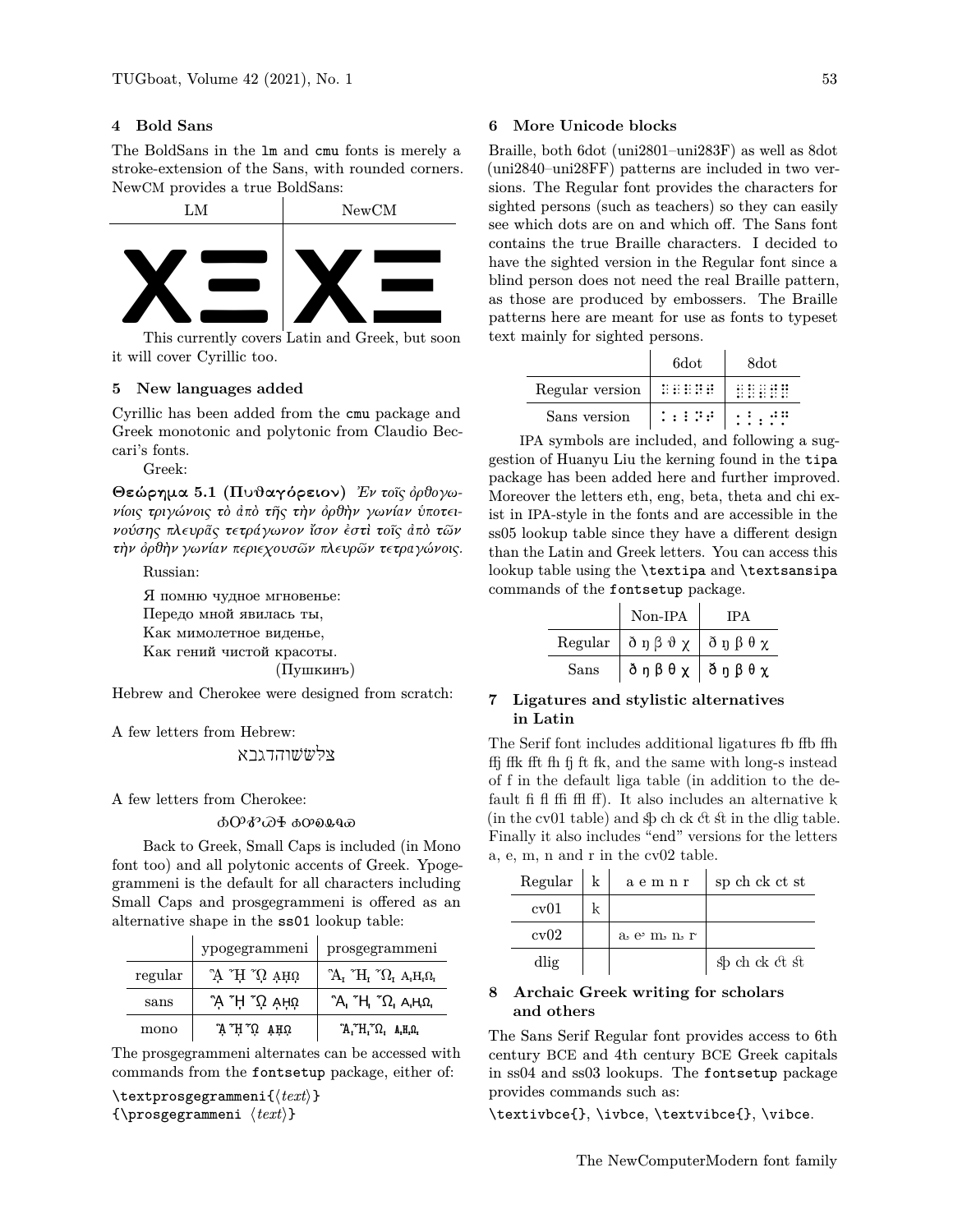## 4 Bold Sans

The BoldSans in the lm and cmu fonts is merely a stroke-extension of the Sans, with rounded corners. NewCM provides a true BoldSans:

| LM | NewCM |
|---|---|
| ΧΞ | ΧΞ |

This currently covers Latin and Greek, but soon it will cover Cyrillic too.

## 5 New languages added

Cyrillic has been added from the cmu package and Greek monotonic and polytonic from Claudio Beccari's fonts.

Greek:

**Θεώρημα 5.1 (Πυθαγόρειον)** *Ἐν τοῖς ὀρθογωνίοις τριγώνοις τὸ ἀπὸ τῆς τὴν ὀρθὴν γωνίαν ὑποτεινούσης πλευρᾶς τετράγωνον ἴσον ἐστὶ τοῖς ἀπὸ τῶν τὴν ὀρθὴν γωνίαν περιεχουσῶν πλευρῶν τετραγώνοις.*

Russian:

Я помню чудное мгновенье:
Передо мной явилась ты,
Как мимолетное виденье,
Как гений чистой красоты.
(Пушкинъ)

Hebrew and Cherokee were designed from scratch:

A few letters from Hebrew:

צלשׂשׁוהדגבא

A few letters from Cherokee:

ᎣᎤᎪᏇᏑ ᎣᎤᎮᏍᏄᏇ

Back to Greek, Small Caps is included (in Mono font too) and all polytonic accents of Greek. Ypogegrammeni is the default for all characters including Small Caps and prosgegrammeni is offered as an alternative shape in the ss01 lookup table:

| | ypogegrammeni | prosgegrammeni |
|---|---|---|
| regular | ᾏ ᾜ ᾯ ᾳηῳ | ᾏ ᾜ ᾯ ᾳηῳ |
| sans | ᾏ ᾜ ᾯ ᾳηῳ | ᾏ ᾜ ᾯ ᾳηῳ |
| mono | ᾏ ᾜ ᾯ ᾳηῳ | ᾏ ᾜ ᾯ ᾳηῳ |

The prosgegrammeni alternates can be accessed with commands from the fontsetup package, either of:

```
\textprosgegrammeni{⟨text⟩}
{\prosgegrammeni ⟨text⟩}
```

## 6 More Unicode blocks

Braille, both 6dot (uni2801–uni283F) as well as 8dot (uni2840–uni28FF) patterns are included in two versions. The Regular font provides the characters for sighted persons (such as teachers) so they can easily see which dots are on and which off. The Sans font contains the true Braille characters. I decided to have the sighted version in the Regular font since a blind person does not need the real Braille pattern, as those are produced by embossers. The Braille patterns here are meant for use as fonts to typeset text mainly for sighted persons.

| | 6dot | 8dot |
|---|---|---|
| Regular version | ⠿⠿⠿⠿⠿ | ⣿⣿⣿⣿⣿ |
| Sans version | ⠅⠅⠇⠝⠟ | ⡁⡇⡄⣹⡃ |

IPA symbols are included, and following a suggestion of Huanyu Liu the kerning found in the tipa package has been added here and further improved. Moreover the letters eth, eng, beta, theta and chi exist in IPA-style in the fonts and are accessible in the ss05 lookup table since they have a different design than the Latin and Greek letters. You can access this lookup table using the `\textipa` and `\textsansipa` commands of the fontsetup package.

| | Non-IPA | IPA |
|---|---|---|
| Regular | ð ŋ β ϑ χ | ð ŋ β θ χ |
| Sans | ð ŋ β θ χ | ð ŋ β θ χ |

## 7 Ligatures and stylistic alternatives in Latin

The Serif font includes additional ligatures fb ffb ffh ffj ffk fft fh fj ft fk, and the same with long-s instead of f in the default liga table (in addition to the default fi fl ffi ffl ff). It also includes an alternative k (in the cv01 table) and sp ch ck ct st in the dlig table. Finally it also includes "end" versions for the letters a, e, m, n and r in the cv02 table.

| Regular | k | a e m n r | sp ch ck ct st |
|---|---|---|---|
| cv01 | k | | |
| cv02 | | a e m n r | |
| dlig | | | sp ch ck ct st |

## 8 Archaic Greek writing for scholars and others

The Sans Serif Regular font provides access to 6th century BCE and 4th century BCE Greek capitals in ss04 and ss03 lookups. The fontsetup package provides commands such as:

`\textivbce{}`, `\ivbce`, `\textvibce{}`, `\vibce`.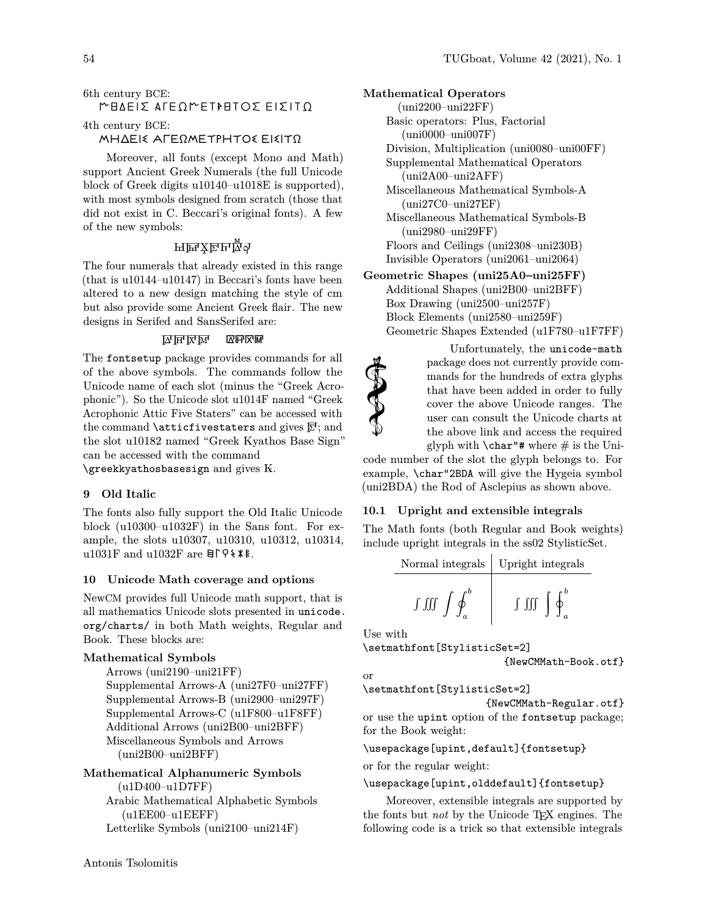6th century BCE:

ΜΗΔΕΙΣ ΑΓΕΩΜΕΤΡΗΤΟΣ ΕΙΣΙΤΩ

4th century BCE:

ΜΗΔΕΙΣ ΑΓΕΩΜΕΤΡΗΤΟΣ ΕΙΣΙΤΩ

Moreover, all fonts (except Mono and Math) support Ancient Greek Numerals (the full Unicode block of Greek digits u10140–u1018E is supported), with most symbols designed from scratch (those that did not exist in C. Beccari's original fonts). A few of the new symbols:

The four numerals that already existed in this range (that is u10144–u10147) in Beccari's fonts have been altered to a new design matching the style of cm but also provide some Ancient Greek flair. The new designs in Serifed and SansSerifed are:

The `fontsetup` package provides commands for all of the above symbols. The commands follow the Unicode name of each slot (minus the "Greek Acrophonic"). So the Unicode slot u1014F named "Greek Acrophonic Attic Five Staters" can be accessed with the command `\atticfivestaters` and gives 𐅏; and the slot u10182 named "Greek Kyathos Base Sign" can be accessed with the command `\greekkyathosbasesign` and gives 𐆂.

## 9 Old Italic

The fonts also fully support the Old Italic Unicode block (u10300–u1032F) in the Sans font. For example, the slots u10307, u10310, u10312, u10314, u1031F and u1032F are 𐌇𐌐𐌒𐌔𐌟𐌯.

## 10 Unicode Math coverage and options

NewCM provides full Unicode math support, that is all mathematics Unicode slots presented in `unicode.org/charts/` in both Math weights, Regular and Book. These blocks are:

**Mathematical Symbols**
- Arrows (uni2190–uni21FF)
- Supplemental Arrows-A (uni27F0–uni27FF)
- Supplemental Arrows-B (uni2900–uni297F)
- Supplemental Arrows-C (u1F800–u1F8FF)
- Additional Arrows (uni2B00–uni2BFF)
- Miscellaneous Symbols and Arrows (uni2B00–uni2BFF)

**Mathematical Alphanumeric Symbols** (u1D400–u1D7FF)
- Arabic Mathematical Alphabetic Symbols (u1EE00–u1EEFF)
- Letterlike Symbols (uni2100–uni214F)

**Mathematical Operators** (uni2200–uni22FF)
- Basic operators: Plus, Factorial (uni0000–uni007F)
- Division, Multiplication (uni0080–uni00FF)
- Supplemental Mathematical Operators (uni2A00–uni2AFF)
- Miscellaneous Mathematical Symbols-A (uni27C0–uni27EF)
- Miscellaneous Mathematical Symbols-B (uni2980–uni29FF)
- Floors and Ceilings (uni2308–uni230B)
- Invisible Operators (uni2061–uni2064)

**Geometric Shapes (uni25A0–uni25FF)**
- Additional Shapes (uni2B00–uni2BFF)
- Box Drawing (uni2500–uni257F)
- Block Elements (uni2580–uni259F)
- Geometric Shapes Extended (u1F780–u1F7FF)

Unfortunately, the `unicode-math` package does not currently provide commands for the hundreds of extra glyphs that have been added in order to fully cover the above Unicode ranges. The user can consult the Unicode charts at the above link and access the required glyph with `\char"#` where # is the Unicode number of the slot the glyph belongs to. For example, `\char"2BDA` will give the Hygeia symbol (uni2BDA) the Rod of Asclepius as shown above.

### 10.1 Upright and extensible integrals

The Math fonts (both Regular and Book weights) include upright integrals in the ss02 StylisticSet.

| Normal integrals | Upright integrals |
|---|---|
| $\int \iiint \displaystyle\int \oint_a^b$ | $\int \iiint \displaystyle\int \oint_a^b$ |

Use with

```
\setmathfont[StylisticSet=2]
                        {NewCMMath-Book.otf}
```

or

```
\setmathfont[StylisticSet=2]
                     {NewCMMath-Regular.otf}
```

or use the `upint` option of the `fontsetup` package; for the Book weight:

```
\usepackage[upint,default]{fontsetup}
```

or for the regular weight:

```
\usepackage[upint,olddefault]{fontsetup}
```

Moreover, extensible integrals are supported by the fonts but *not* by the Unicode TeX engines. The following code is a trick so that extensible integrals

Antonis Tsolomitis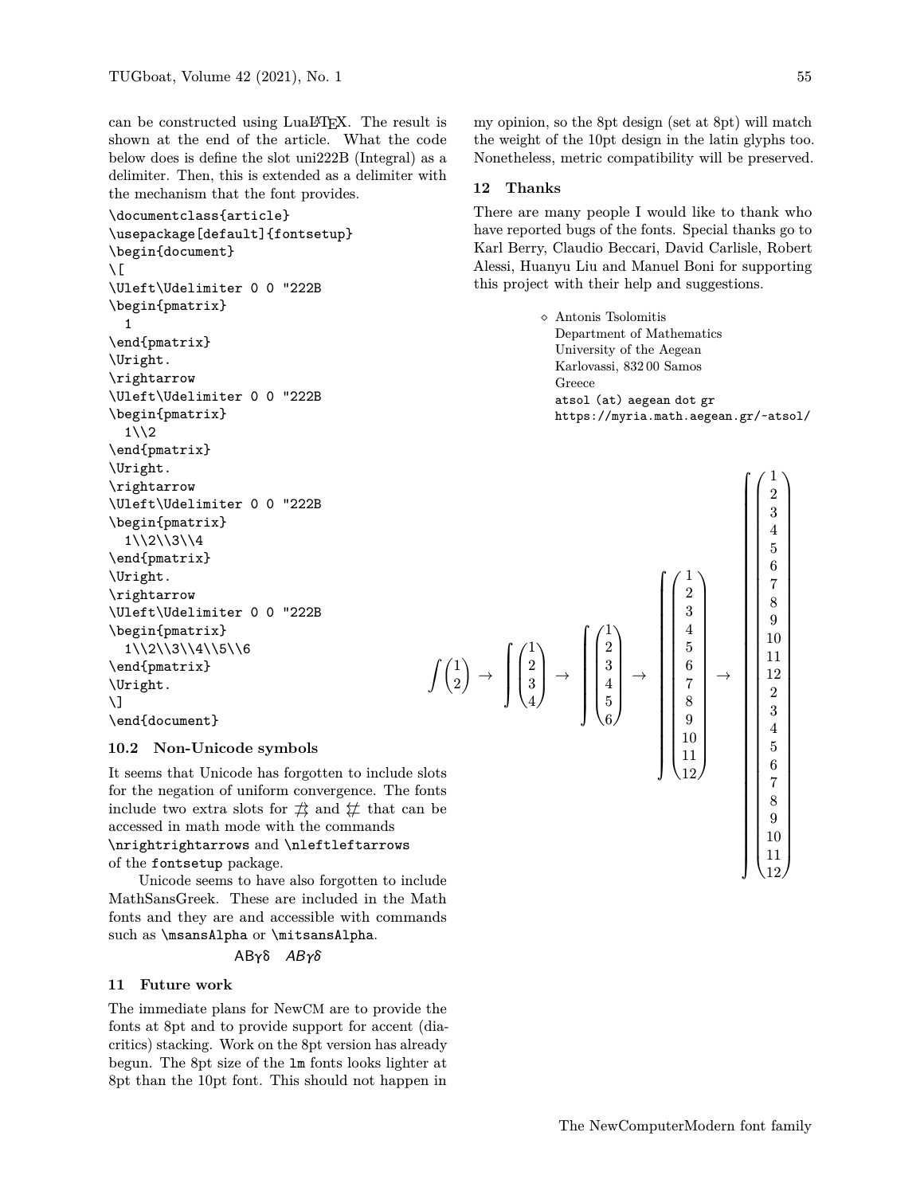can be constructed using LuaLaTeX. The result is shown at the end of the article. What the code below does is define the slot uni222B (Integral) as a delimiter. Then, this is extended as a delimiter with the mechanism that the font provides.

```
\documentclass{article}
\usepackage[default]{fontsetup}
\begin{document}
\[
\Uleft\Udelimiter 0 0 "222B
\begin{pmatrix}
  1
\end{pmatrix}
\Uright.
\rightarrow
\Uleft\Udelimiter 0 0 "222B
\begin{pmatrix}
  1\\2
\end{pmatrix}
\Uright.
\rightarrow
\Uleft\Udelimiter 0 0 "222B
\begin{pmatrix}
  1\\2\\3\\4
\end{pmatrix}
\Uright.
\rightarrow
\Uleft\Udelimiter 0 0 "222B
\begin{pmatrix}
  1\\2\\3\\4\\5\\6
\end{pmatrix}
\Uright.
\]
\end{document}
```

### 10.2 Non-Unicode symbols

It seems that Unicode has forgotten to include slots for the negation of uniform convergence. The fonts include two extra slots for $\nrightrightarrows$ and $\nleftleftarrows$ that can be accessed in math mode with the commands `\nrightrightarrows` and `\nleftleftarrows` of the `fontsetup` package.

Unicode seems to have also forgotten to include MathSansGreek. These are included in the Math fonts and they are and accessible with commands such as `\msansAlpha` or `\mitsansAlpha`.

ΑΒγδ *ΑΒγδ*

## 11 Future work

The immediate plans for NewCM are to provide the fonts at 8pt and to provide support for accent (diacritics) stacking. Work on the 8pt version has already begun. The 8pt size of the `lm` fonts looks lighter at 8pt than the 10pt font. This should not happen in my opinion, so the 8pt design (set at 8pt) will match the weight of the 10pt design in the latin glyphs too. Nonetheless, metric compatibility will be preserved.

## 12 Thanks

There are many people I would like to thank who have reported bugs of the fonts. Special thanks go to Karl Berry, Claudio Beccari, David Carlisle, Robert Alessi, Huanyu Liu and Manuel Boni for supporting this project with their help and suggestions.

◇ Antonis Tsolomitis
Department of Mathematics
University of the Aegean
Karlovassi, 832 00 Samos
Greece
`atsol (at) aegean dot gr`
`https://myria.math.aegean.gr/~atsol/`

$$\int\begin{pmatrix}1\\2\end{pmatrix}\rightarrow\int\begin{pmatrix}1\\2\\3\\4\end{pmatrix}\rightarrow\int\begin{pmatrix}1\\2\\3\\4\\5\\6\end{pmatrix}\rightarrow\int\begin{pmatrix}1\\2\\3\\4\\5\\6\\7\\8\\9\\10\\11\\12\end{pmatrix}\rightarrow\int\begin{pmatrix}1\\2\\3\\4\\5\\6\\7\\8\\9\\10\\11\\12\\2\\3\\4\\5\\6\\7\\8\\9\\10\\11\\12\end{pmatrix}$$